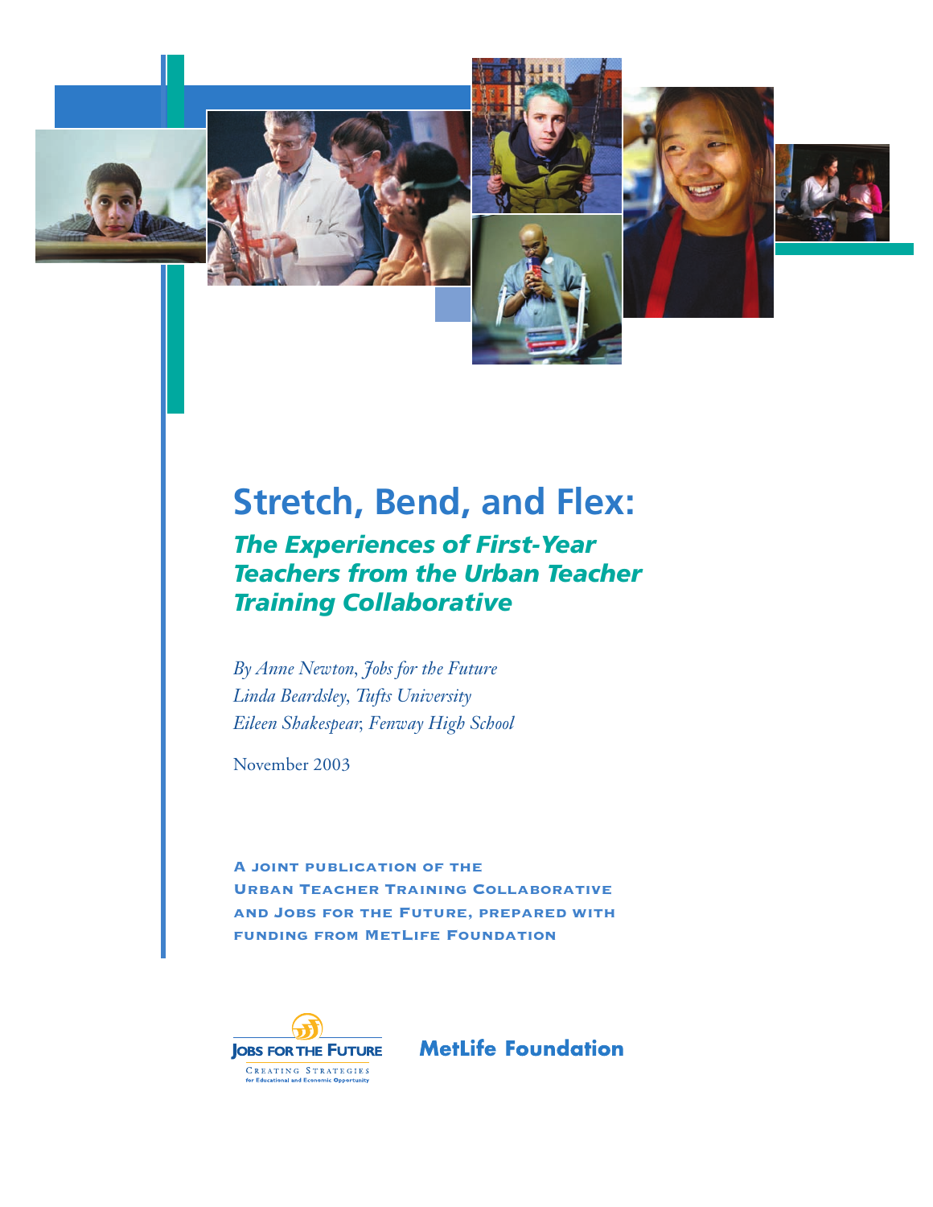# Stretch, Bend, and Flex:

## *The Experiences of First-Year Teachers from the Urban Teacher Training Collaborative*

*By Anne Newton, Jobs for the Future*
*Linda Beardsley, Tufts University*
*Eileen Shakespear, Fenway High School*

November 2003

**A JOINT PUBLICATION OF THE URBAN TEACHER TRAINING COLLABORATIVE AND JOBS FOR THE FUTURE, PREPARED WITH FUNDING FROM METLIFE FOUNDATION**

JOBS FOR THE FUTURE
CREATING STRATEGIES for Educational and Economic Opportunity

MetLife Foundation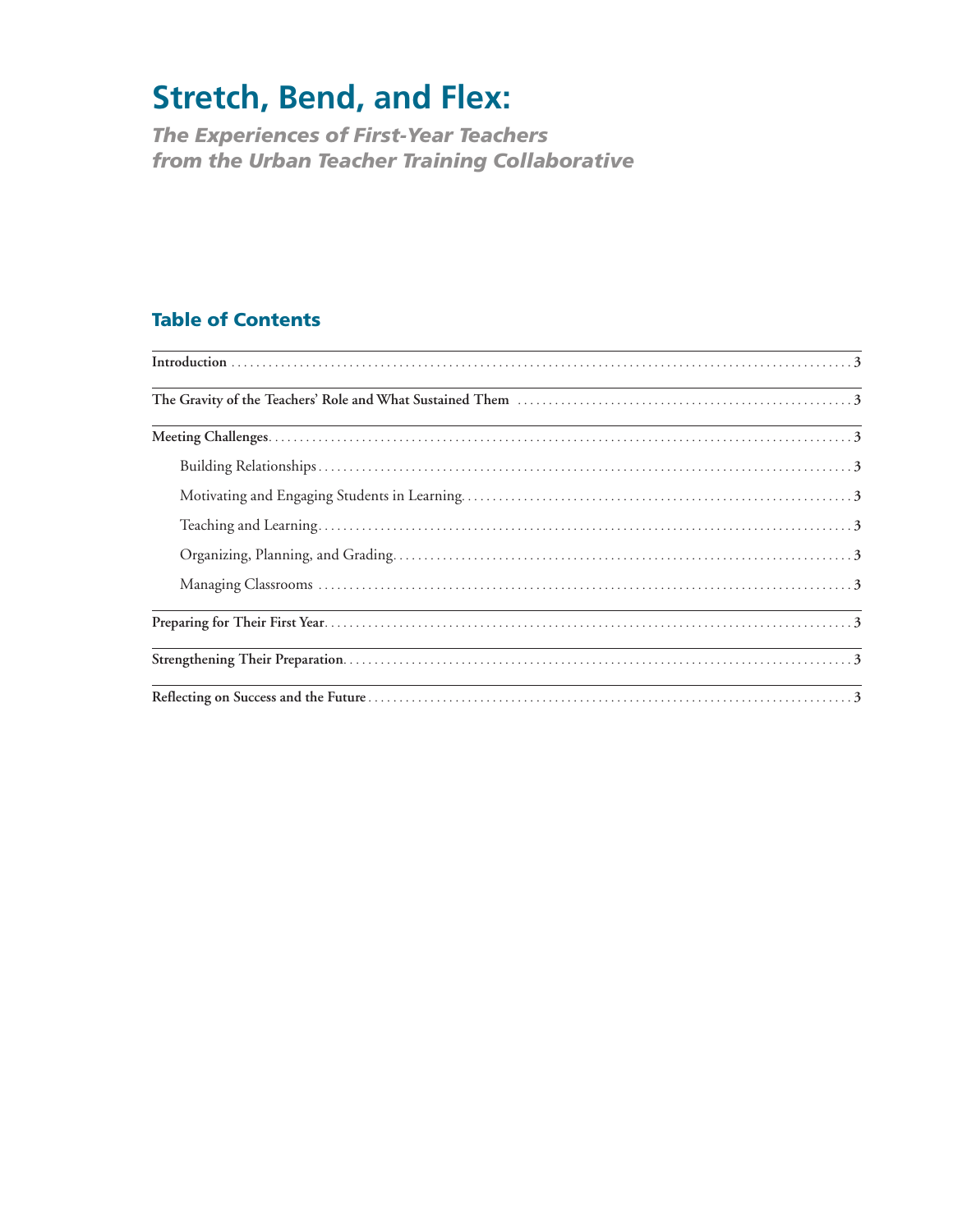# Stretch, Bend, and Flex:

## *The Experiences of First-Year Teachers from the Urban Teacher Training Collaborative*

## Table of Contents

**Introduction** . . . . . . . . . . . . . . . . . . . . . . . . . . . . . . . . . . . . . . . . . . . . . . . . . . . . . . . . . . . . . . . . . . . . . . . . . . 3

**The Gravity of the Teachers' Role and What Sustained Them** . . . . . . . . . . . . . . . . . . . . . . . . . . . . . . . . . . . . . 3

**Meeting Challenges** . . . . . . . . . . . . . . . . . . . . . . . . . . . . . . . . . . . . . . . . . . . . . . . . . . . . . . . . . . . . . . . . . . . . . 3

- Building Relationships . . . . . . . . . . . . . . . . . . . . . . . . . . . . . . . . . . . . . . . . . . . . . . . . . . . . . . . . . . . . . . 3
- Motivating and Engaging Students in Learning . . . . . . . . . . . . . . . . . . . . . . . . . . . . . . . . . . . . . . . . . . . . 3
- Teaching and Learning . . . . . . . . . . . . . . . . . . . . . . . . . . . . . . . . . . . . . . . . . . . . . . . . . . . . . . . . . . . . . . 3
- Organizing, Planning, and Grading . . . . . . . . . . . . . . . . . . . . . . . . . . . . . . . . . . . . . . . . . . . . . . . . . . . . . . 3
- Managing Classrooms . . . . . . . . . . . . . . . . . . . . . . . . . . . . . . . . . . . . . . . . . . . . . . . . . . . . . . . . . . . . . . . 3

**Preparing for Their First Year** . . . . . . . . . . . . . . . . . . . . . . . . . . . . . . . . . . . . . . . . . . . . . . . . . . . . . . . . . . . . . . 3

**Strengthening Their Preparation** . . . . . . . . . . . . . . . . . . . . . . . . . . . . . . . . . . . . . . . . . . . . . . . . . . . . . . . . . . . . 3

**Reflecting on Success and the Future** . . . . . . . . . . . . . . . . . . . . . . . . . . . . . . . . . . . . . . . . . . . . . . . . . . . . . . . . 3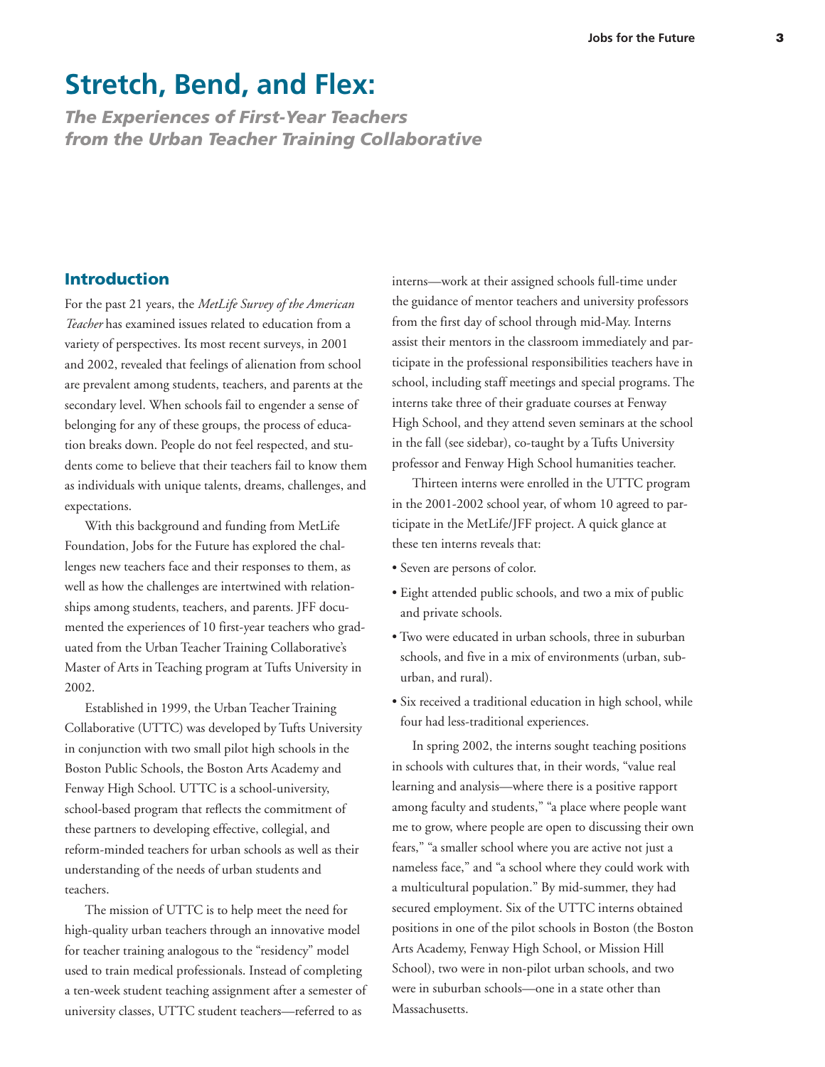# Stretch, Bend, and Flex:

***The Experiences of First-Year Teachers from the Urban Teacher Training Collaborative***

## Introduction

For the past 21 years, the *MetLife Survey of the American Teacher* has examined issues related to education from a variety of perspectives. Its most recent surveys, in 2001 and 2002, revealed that feelings of alienation from school are prevalent among students, teachers, and parents at the secondary level. When schools fail to engender a sense of belonging for any of these groups, the process of education breaks down. People do not feel respected, and students come to believe that their teachers fail to know them as individuals with unique talents, dreams, challenges, and expectations.

With this background and funding from MetLife Foundation, Jobs for the Future has explored the challenges new teachers face and their responses to them, as well as how the challenges are intertwined with relationships among students, teachers, and parents. JFF documented the experiences of 10 first-year teachers who graduated from the Urban Teacher Training Collaborative's Master of Arts in Teaching program at Tufts University in 2002.

Established in 1999, the Urban Teacher Training Collaborative (UTTC) was developed by Tufts University in conjunction with two small pilot high schools in the Boston Public Schools, the Boston Arts Academy and Fenway High School. UTTC is a school-university, school-based program that reflects the commitment of these partners to developing effective, collegial, and reform-minded teachers for urban schools as well as their understanding of the needs of urban students and teachers.

The mission of UTTC is to help meet the need for high-quality urban teachers through an innovative model for teacher training analogous to the "residency" model used to train medical professionals. Instead of completing a ten-week student teaching assignment after a semester of university classes, UTTC student teachers—referred to as interns—work at their assigned schools full-time under the guidance of mentor teachers and university professors from the first day of school through mid-May. Interns assist their mentors in the classroom immediately and participate in the professional responsibilities teachers have in school, including staff meetings and special programs. The interns take three of their graduate courses at Fenway High School, and they attend seven seminars at the school in the fall (see sidebar), co-taught by a Tufts University professor and Fenway High School humanities teacher.

Thirteen interns were enrolled in the UTTC program in the 2001-2002 school year, of whom 10 agreed to participate in the MetLife/JFF project. A quick glance at these ten interns reveals that:

- Seven are persons of color.
- Eight attended public schools, and two a mix of public and private schools.
- Two were educated in urban schools, three in suburban schools, and five in a mix of environments (urban, suburban, and rural).
- Six received a traditional education in high school, while four had less-traditional experiences.

In spring 2002, the interns sought teaching positions in schools with cultures that, in their words, "value real learning and analysis—where there is a positive rapport among faculty and students," "a place where people want me to grow, where people are open to discussing their own fears," "a smaller school where you are active not just a nameless face," and "a school where they could work with a multicultural population." By mid-summer, they had secured employment. Six of the UTTC interns obtained positions in one of the pilot schools in Boston (the Boston Arts Academy, Fenway High School, or Mission Hill School), two were in non-pilot urban schools, and two were in suburban schools—one in a state other than Massachusetts.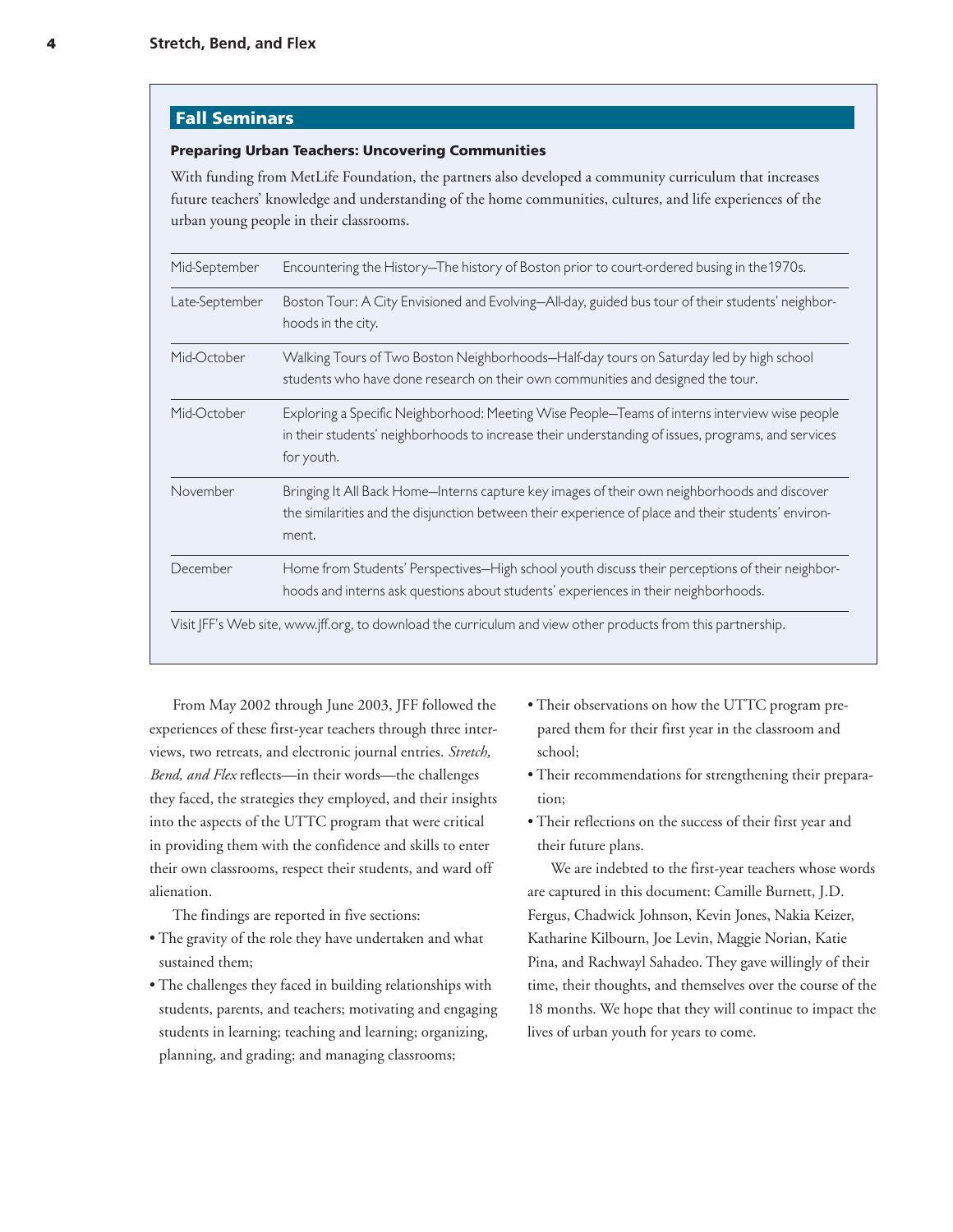## Fall Seminars

### Preparing Urban Teachers: Uncovering Communities

With funding from MetLife Foundation, the partners also developed a community curriculum that increases future teachers' knowledge and understanding of the home communities, cultures, and life experiences of the urban young people in their classrooms.

| | |
|---|---|
| Mid-September | Encountering the History—The history of Boston prior to court-ordered busing in the 1970s. |
| Late-September | Boston Tour: A City Envisioned and Evolving—All-day, guided bus tour of their students' neighborhoods in the city. |
| Mid-October | Walking Tours of Two Boston Neighborhoods—Half-day tours on Saturday led by high school students who have done research on their own communities and designed the tour. |
| Mid-October | Exploring a Specific Neighborhood: Meeting Wise People—Teams of interns interview wise people in their students' neighborhoods to increase their understanding of issues, programs, and services for youth. |
| November | Bringing It All Back Home—Interns capture key images of their own neighborhoods and discover the similarities and the disjunction between their experience of place and their students' environment. |
| December | Home from Students' Perspectives—High school youth discuss their perceptions of their neighborhoods and interns ask questions about students' experiences in their neighborhoods. |

Visit JFF's Web site, www.jff.org, to download the curriculum and view other products from this partnership.

From May 2002 through June 2003, JFF followed the experiences of these first-year teachers through three interviews, two retreats, and electronic journal entries. *Stretch, Bend, and Flex* reflects—in their words—the challenges they faced, the strategies they employed, and their insights into the aspects of the UTTC program that were critical in providing them with the confidence and skills to enter their own classrooms, respect their students, and ward off alienation.

The findings are reported in five sections:

- The gravity of the role they have undertaken and what sustained them;
- The challenges they faced in building relationships with students, parents, and teachers; motivating and engaging students in learning; teaching and learning; organizing, planning, and grading; and managing classrooms;
- Their observations on how the UTTC program prepared them for their first year in the classroom and school;
- Their recommendations for strengthening their preparation;
- Their reflections on the success of their first year and their future plans.

We are indebted to the first-year teachers whose words are captured in this document: Camille Burnett, J.D. Fergus, Chadwick Johnson, Kevin Jones, Nakia Keizer, Katharine Kilbourn, Joe Levin, Maggie Norian, Katie Pina, and Rachwayl Sahadeo. They gave willingly of their time, their thoughts, and themselves over the course of the 18 months. We hope that they will continue to impact the lives of urban youth for years to come.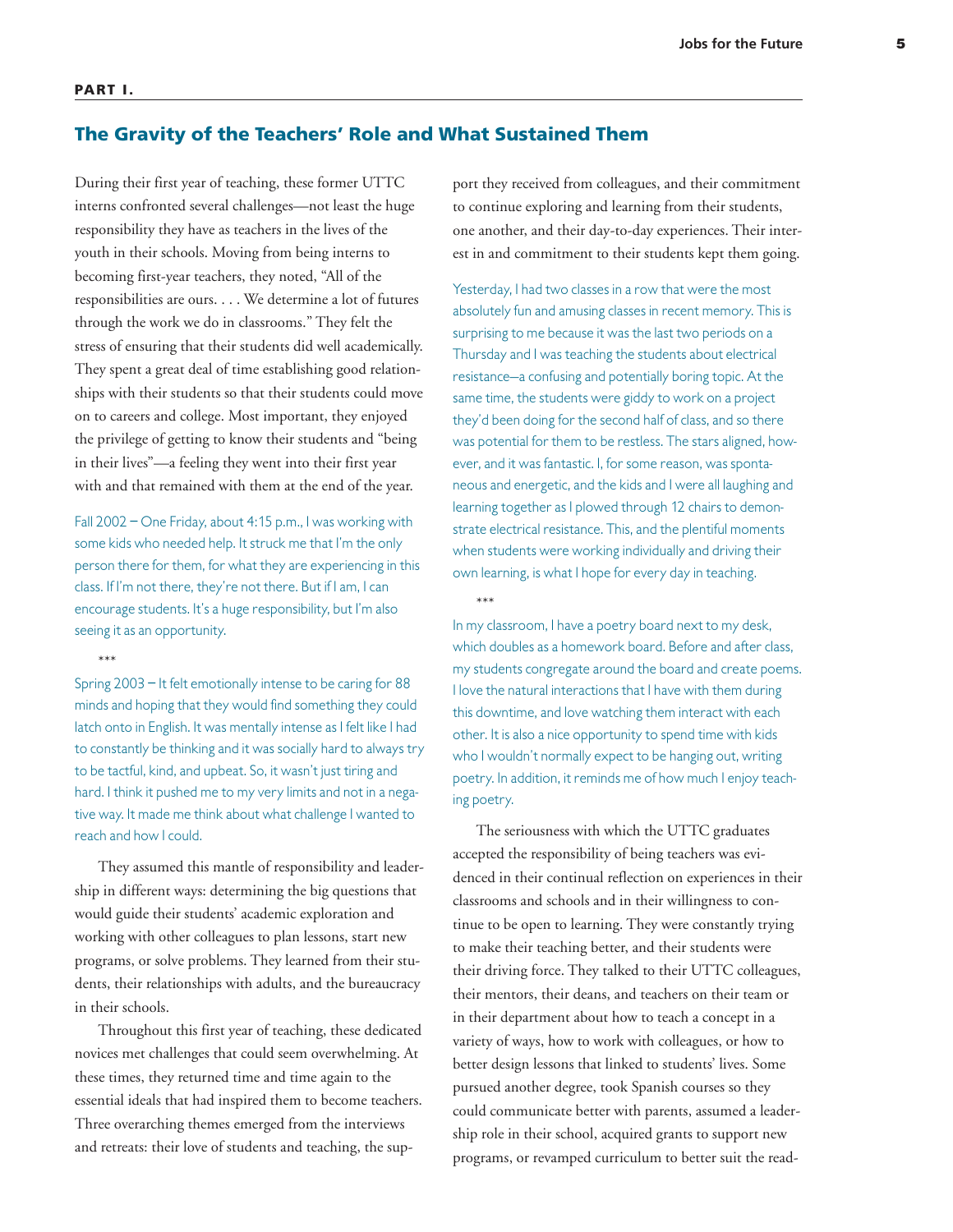## PART I.

# The Gravity of the Teachers' Role and What Sustained Them

During their first year of teaching, these former UTTC interns confronted several challenges—not least the huge responsibility they have as teachers in the lives of the youth in their schools. Moving from being interns to becoming first-year teachers, they noted, "All of the responsibilities are ours. . . . We determine a lot of futures through the work we do in classrooms." They felt the stress of ensuring that their students did well academically. They spent a great deal of time establishing good relationships with their students so that their students could move on to careers and college. Most important, they enjoyed the privilege of getting to know their students and "being in their lives"—a feeling they went into their first year with and that remained with them at the end of the year.

Fall 2002 – One Friday, about 4:15 p.m., I was working with some kids who needed help. It struck me that I'm the only person there for them, for what they are experiencing in this class. If I'm not there, they're not there. But if I am, I can encourage students. It's a huge responsibility, but I'm also seeing it as an opportunity.

\*\*\*

Spring 2003 – It felt emotionally intense to be caring for 88 minds and hoping that they would find something they could latch onto in English. It was mentally intense as I felt like I had to constantly be thinking and it was socially hard to always try to be tactful, kind, and upbeat. So, it wasn't just tiring and hard. I think it pushed me to my very limits and not in a negative way. It made me think about what challenge I wanted to reach and how I could.

They assumed this mantle of responsibility and leadership in different ways: determining the big questions that would guide their students' academic exploration and working with other colleagues to plan lessons, start new programs, or solve problems. They learned from their students, their relationships with adults, and the bureaucracy in their schools.

Throughout this first year of teaching, these dedicated novices met challenges that could seem overwhelming. At these times, they returned time and time again to the essential ideals that had inspired them to become teachers. Three overarching themes emerged from the interviews and retreats: their love of students and teaching, the support they received from colleagues, and their commitment to continue exploring and learning from their students, one another, and their day-to-day experiences. Their interest in and commitment to their students kept them going.

Yesterday, I had two classes in a row that were the most absolutely fun and amusing classes in recent memory. This is surprising to me because it was the last two periods on a Thursday and I was teaching the students about electrical resistance—a confusing and potentially boring topic. At the same time, the students were giddy to work on a project they'd been doing for the second half of class, and so there was potential for them to be restless. The stars aligned, however, and it was fantastic. I, for some reason, was spontaneous and energetic, and the kids and I were all laughing and learning together as I plowed through 12 chairs to demonstrate electrical resistance. This, and the plentiful moments when students were working individually and driving their own learning, is what I hope for every day in teaching.

\*\*\*

In my classroom, I have a poetry board next to my desk, which doubles as a homework board. Before and after class, my students congregate around the board and create poems. I love the natural interactions that I have with them during this downtime, and love watching them interact with each other. It is also a nice opportunity to spend time with kids who I wouldn't normally expect to be hanging out, writing poetry. In addition, it reminds me of how much I enjoy teaching poetry.

The seriousness with which the UTTC graduates accepted the responsibility of being teachers was evidenced in their continual reflection on experiences in their classrooms and schools and in their willingness to continue to be open to learning. They were constantly trying to make their teaching better, and their students were their driving force. They talked to their UTTC colleagues, their mentors, their deans, and teachers on their team or in their department about how to teach a concept in a variety of ways, how to work with colleagues, or how to better design lessons that linked to students' lives. Some pursued another degree, took Spanish courses so they could communicate better with parents, assumed a leadership role in their school, acquired grants to support new programs, or revamped curriculum to better suit the read-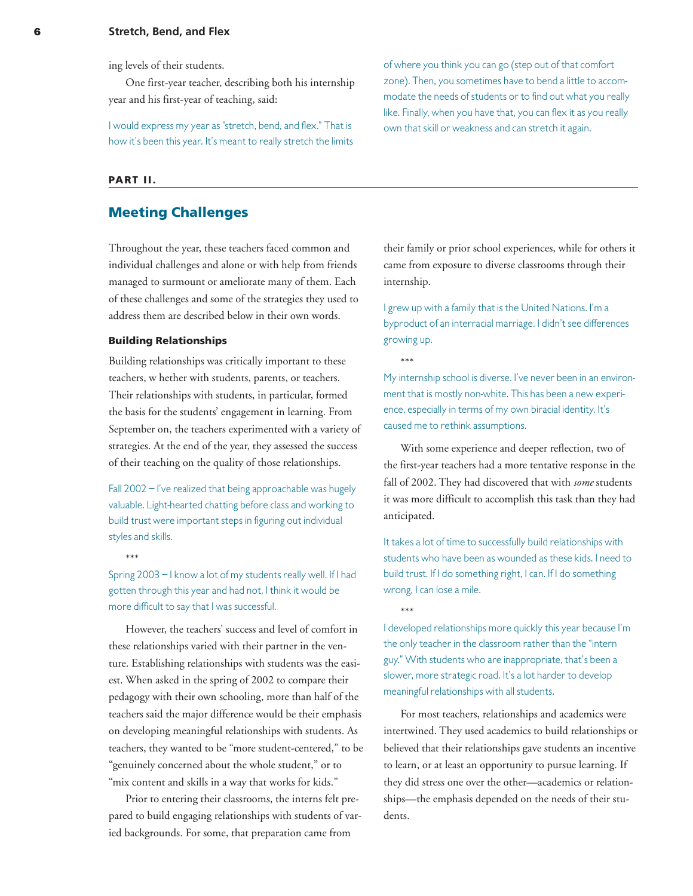ing levels of their students.

One first-year teacher, describing both his internship year and his first-year of teaching, said:

I would express my year as "stretch, bend, and flex." That is how it's been this year. It's meant to really stretch the limits of where you think you can go (step out of that comfort zone). Then, you sometimes have to bend a little to accommodate the needs of students or to find out what you really like. Finally, when you have that, you can flex it as you really own that skill or weakness and can stretch it again.

**PART II.**

## Meeting Challenges

Throughout the year, these teachers faced common and individual challenges and alone or with help from friends managed to surmount or ameliorate many of them. Each of these challenges and some of the strategies they used to address them are described below in their own words.

### Building Relationships

Building relationships was critically important to these teachers, w hether with students, parents, or teachers. Their relationships with students, in particular, formed the basis for the students' engagement in learning. From September on, the teachers experimented with a variety of strategies. At the end of the year, they assessed the success of their teaching on the quality of those relationships.

Fall 2002 – I've realized that being approachable was hugely valuable. Light-hearted chatting before class and working to build trust were important steps in figuring out individual styles and skills.

\*\*\*

Spring 2003 – I know a lot of my students really well. If I had gotten through this year and had not, I think it would be more difficult to say that I was successful.

However, the teachers' success and level of comfort in these relationships varied with their partner in the venture. Establishing relationships with students was the easiest. When asked in the spring of 2002 to compare their pedagogy with their own schooling, more than half of the teachers said the major difference would be their emphasis on developing meaningful relationships with students. As teachers, they wanted to be "more student-centered," to be "genuinely concerned about the whole student," or to "mix content and skills in a way that works for kids."

Prior to entering their classrooms, the interns felt prepared to build engaging relationships with students of varied backgrounds. For some, that preparation came from their family or prior school experiences, while for others it came from exposure to diverse classrooms through their internship.

I grew up with a family that is the United Nations. I'm a byproduct of an interracial marriage. I didn't see differences growing up.

\*\*\*

My internship school is diverse. I've never been in an environment that is mostly non-white. This has been a new experience, especially in terms of my own biracial identity. It's caused me to rethink assumptions.

With some experience and deeper reflection, two of the first-year teachers had a more tentative response in the fall of 2002. They had discovered that with *some* students it was more difficult to accomplish this task than they had anticipated.

It takes a lot of time to successfully build relationships with students who have been as wounded as these kids. I need to build trust. If I do something right, I can. If I do something wrong, I can lose a mile.

\*\*\*

I developed relationships more quickly this year because I'm the only teacher in the classroom rather than the "intern guy." With students who are inappropriate, that's been a slower, more strategic road. It's a lot harder to develop meaningful relationships with all students.

For most teachers, relationships and academics were intertwined. They used academics to build relationships or believed that their relationships gave students an incentive to learn, or at least an opportunity to pursue learning. If they did stress one over the other—academics or relationships—the emphasis depended on the needs of their students.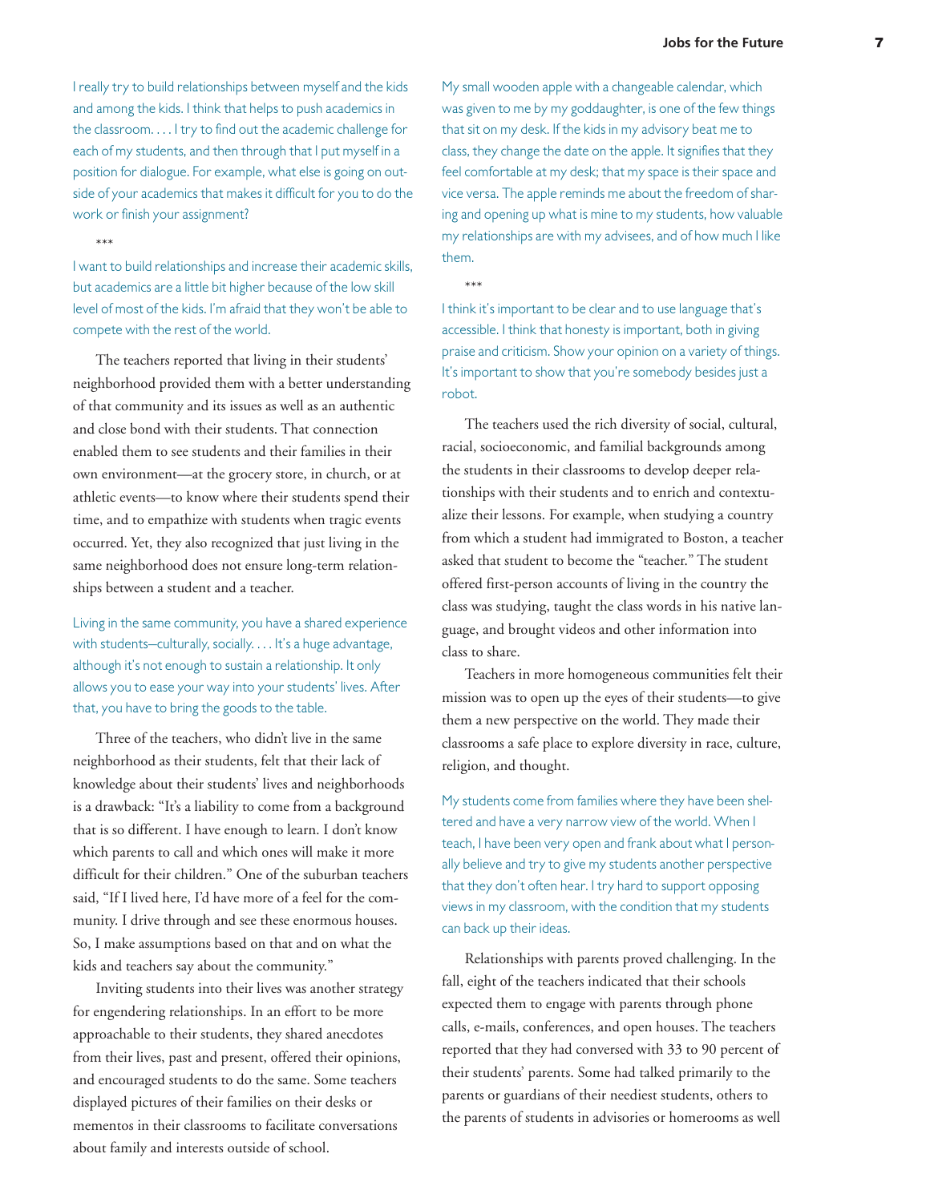I really try to build relationships between myself and the kids and among the kids. I think that helps to push academics in the classroom. . . . I try to find out the academic challenge for each of my students, and then through that I put myself in a position for dialogue. For example, what else is going on outside of your academics that makes it difficult for you to do the work or finish your assignment?

***

I want to build relationships and increase their academic skills, but academics are a little bit higher because of the low skill level of most of the kids. I'm afraid that they won't be able to compete with the rest of the world.

The teachers reported that living in their students' neighborhood provided them with a better understanding of that community and its issues as well as an authentic and close bond with their students. That connection enabled them to see students and their families in their own environment—at the grocery store, in church, or at athletic events—to know where their students spend their time, and to empathize with students when tragic events occurred. Yet, they also recognized that just living in the same neighborhood does not ensure long-term relationships between a student and a teacher.

Living in the same community, you have a shared experience with students—culturally, socially. . . . It's a huge advantage, although it's not enough to sustain a relationship. It only allows you to ease your way into your students' lives. After that, you have to bring the goods to the table.

Three of the teachers, who didn't live in the same neighborhood as their students, felt that their lack of knowledge about their students' lives and neighborhoods is a drawback: "It's a liability to come from a background that is so different. I have enough to learn. I don't know which parents to call and which ones will make it more difficult for their children." One of the suburban teachers said, "If I lived here, I'd have more of a feel for the community. I drive through and see these enormous houses. So, I make assumptions based on that and on what the kids and teachers say about the community."

Inviting students into their lives was another strategy for engendering relationships. In an effort to be more approachable to their students, they shared anecdotes from their lives, past and present, offered their opinions, and encouraged students to do the same. Some teachers displayed pictures of their families on their desks or mementos in their classrooms to facilitate conversations about family and interests outside of school.

My small wooden apple with a changeable calendar, which was given to me by my goddaughter, is one of the few things that sit on my desk. If the kids in my advisory beat me to class, they change the date on the apple. It signifies that they feel comfortable at my desk; that my space is their space and vice versa. The apple reminds me about the freedom of sharing and opening up what is mine to my students, how valuable my relationships are with my advisees, and of how much I like them.

***

I think it's important to be clear and to use language that's accessible. I think that honesty is important, both in giving praise and criticism. Show your opinion on a variety of things. It's important to show that you're somebody besides just a robot.

The teachers used the rich diversity of social, cultural, racial, socioeconomic, and familial backgrounds among the students in their classrooms to develop deeper relationships with their students and to enrich and contextualize their lessons. For example, when studying a country from which a student had immigrated to Boston, a teacher asked that student to become the "teacher." The student offered first-person accounts of living in the country the class was studying, taught the class words in his native language, and brought videos and other information into class to share.

Teachers in more homogeneous communities felt their mission was to open up the eyes of their students—to give them a new perspective on the world. They made their classrooms a safe place to explore diversity in race, culture, religion, and thought.

My students come from families where they have been sheltered and have a very narrow view of the world. When I teach, I have been very open and frank about what I personally believe and try to give my students another perspective that they don't often hear. I try hard to support opposing views in my classroom, with the condition that my students can back up their ideas.

Relationships with parents proved challenging. In the fall, eight of the teachers indicated that their schools expected them to engage with parents through phone calls, e-mails, conferences, and open houses. The teachers reported that they had conversed with 33 to 90 percent of their students' parents. Some had talked primarily to the parents or guardians of their neediest students, others to the parents of students in advisories or homerooms as well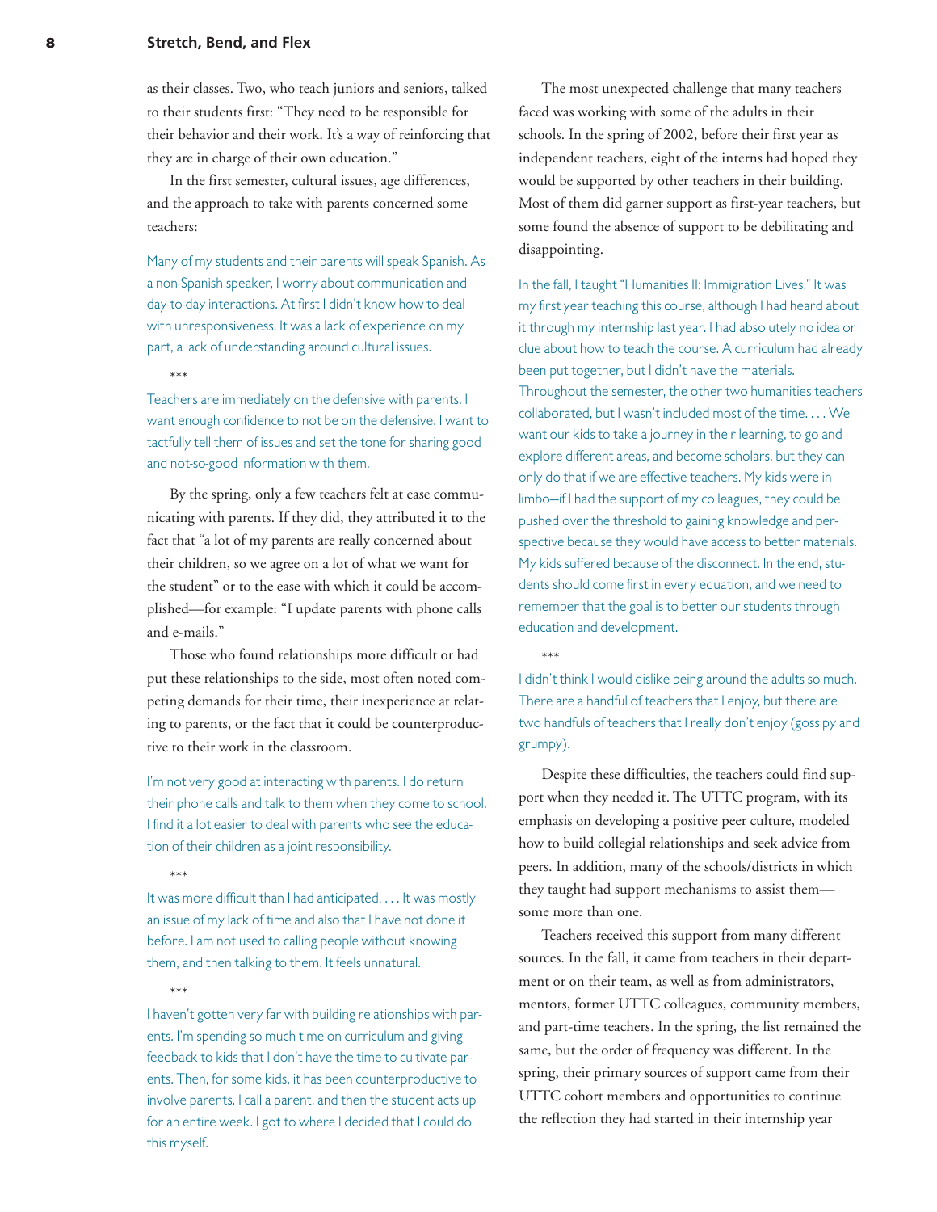as their classes. Two, who teach juniors and seniors, talked to their students first: "They need to be responsible for their behavior and their work. It's a way of reinforcing that they are in charge of their own education."

In the first semester, cultural issues, age differences, and the approach to take with parents concerned some teachers:

> Many of my students and their parents will speak Spanish. As a non-Spanish speaker, I worry about communication and day-to-day interactions. At first I didn't know how to deal with unresponsiveness. It was a lack of experience on my part, a lack of understanding around cultural issues.

\*\*\*

> Teachers are immediately on the defensive with parents. I want enough confidence to not be on the defensive. I want to tactfully tell them of issues and set the tone for sharing good and not-so-good information with them.

By the spring, only a few teachers felt at ease communicating with parents. If they did, they attributed it to the fact that "a lot of my parents are really concerned about their children, so we agree on a lot of what we want for the student" or to the ease with which it could be accomplished—for example: "I update parents with phone calls and e-mails."

Those who found relationships more difficult or had put these relationships to the side, most often noted competing demands for their time, their inexperience at relating to parents, or the fact that it could be counterproductive to their work in the classroom.

> I'm not very good at interacting with parents. I do return their phone calls and talk to them when they come to school. I find it a lot easier to deal with parents who see the education of their children as a joint responsibility.

\*\*\*

> It was more difficult than I had anticipated. . . . It was mostly an issue of my lack of time and also that I have not done it before. I am not used to calling people without knowing them, and then talking to them. It feels unnatural.

\*\*\*

> I haven't gotten very far with building relationships with parents. I'm spending so much time on curriculum and giving feedback to kids that I don't have the time to cultivate parents. Then, for some kids, it has been counterproductive to involve parents. I call a parent, and then the student acts up for an entire week. I got to where I decided that I could do this myself.

The most unexpected challenge that many teachers faced was working with some of the adults in their schools. In the spring of 2002, before their first year as independent teachers, eight of the interns had hoped they would be supported by other teachers in their building. Most of them did garner support as first-year teachers, but some found the absence of support to be debilitating and disappointing.

> In the fall, I taught "Humanities II: Immigration Lives." It was my first year teaching this course, although I had heard about it through my internship last year. I had absolutely no idea or clue about how to teach the course. A curriculum had already been put together, but I didn't have the materials. Throughout the semester, the other two humanities teachers collaborated, but I wasn't included most of the time. . . . We want our kids to take a journey in their learning, to go and explore different areas, and become scholars, but they can only do that if we are effective teachers. My kids were in limbo—if I had the support of my colleagues, they could be pushed over the threshold to gaining knowledge and perspective because they would have access to better materials. My kids suffered because of the disconnect. In the end, students should come first in every equation, and we need to remember that the goal is to better our students through education and development.

\*\*\*

> I didn't think I would dislike being around the adults so much. There are a handful of teachers that I enjoy, but there are two handfuls of teachers that I really don't enjoy (gossipy and grumpy).

Despite these difficulties, the teachers could find support when they needed it. The UTTC program, with its emphasis on developing a positive peer culture, modeled how to build collegial relationships and seek advice from peers. In addition, many of the schools/districts in which they taught had support mechanisms to assist them—some more than one.

Teachers received this support from many different sources. In the fall, it came from teachers in their department or on their team, as well as from administrators, mentors, former UTTC colleagues, community members, and part-time teachers. In the spring, the list remained the same, but the order of frequency was different. In the spring, their primary sources of support came from their UTTC cohort members and opportunities to continue the reflection they had started in their internship year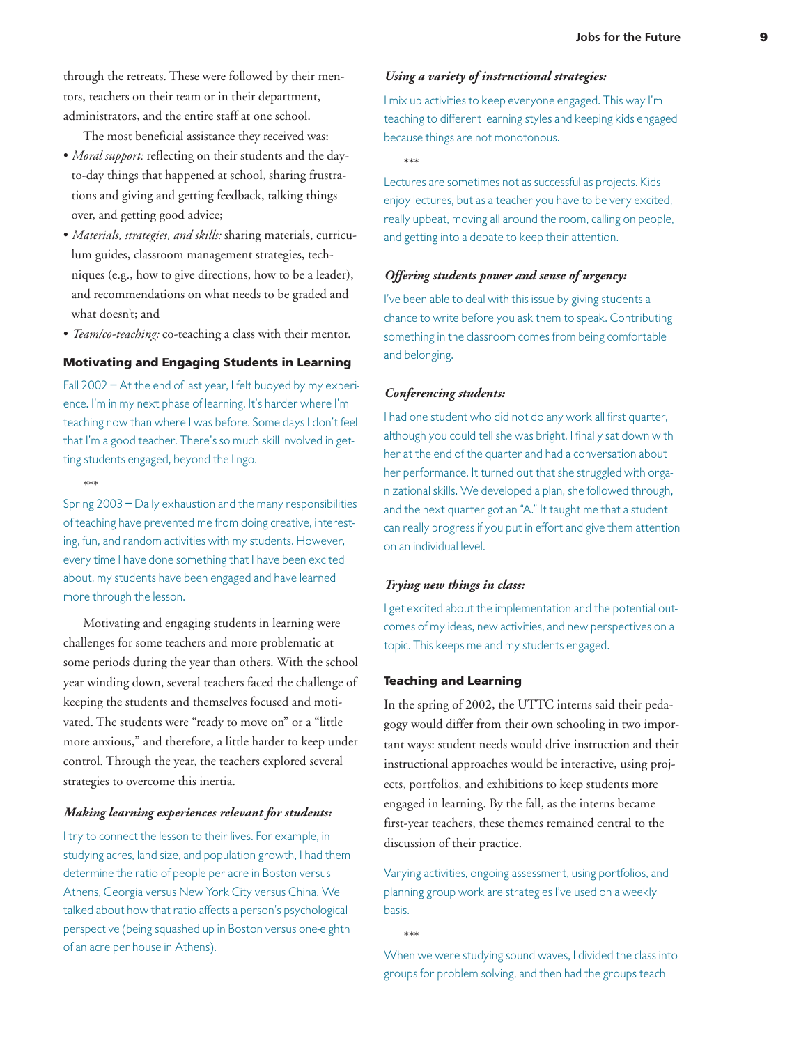through the retreats. These were followed by their mentors, teachers on their team or in their department, administrators, and the entire staff at one school.

The most beneficial assistance they received was:

- *Moral support:* reflecting on their students and the day-to-day things that happened at school, sharing frustrations and giving and getting feedback, talking things over, and getting good advice;
- *Materials, strategies, and skills:* sharing materials, curriculum guides, classroom management strategies, techniques (e.g., how to give directions, how to be a leader), and recommendations on what needs to be graded and what doesn't; and
- *Team/co-teaching:* co-teaching a class with their mentor.

### Motivating and Engaging Students in Learning

Fall 2002 – At the end of last year, I felt buoyed by my experience. I'm in my next phase of learning. It's harder where I'm teaching now than where I was before. Some days I don't feel that I'm a good teacher. There's so much skill involved in getting students engaged, beyond the lingo.

\*\*\*

Spring 2003 – Daily exhaustion and the many responsibilities of teaching have prevented me from doing creative, interesting, fun, and random activities with my students. However, every time I have done something that I have been excited about, my students have been engaged and have learned more through the lesson.

Motivating and engaging students in learning were challenges for some teachers and more problematic at some periods during the year than others. With the school year winding down, several teachers faced the challenge of keeping the students and themselves focused and motivated. The students were "ready to move on" or a "little more anxious," and therefore, a little harder to keep under control. Through the year, the teachers explored several strategies to overcome this inertia.

***Making learning experiences relevant for students:***

I try to connect the lesson to their lives. For example, in studying acres, land size, and population growth, I had them determine the ratio of people per acre in Boston versus Athens, Georgia versus New York City versus China. We talked about how that ratio affects a person's psychological perspective (being squashed up in Boston versus one-eighth of an acre per house in Athens).

***Using a variety of instructional strategies:***

I mix up activities to keep everyone engaged. This way I'm teaching to different learning styles and keeping kids engaged because things are not monotonous.

\*\*\*

Lectures are sometimes not as successful as projects. Kids enjoy lectures, but as a teacher you have to be very excited, really upbeat, moving all around the room, calling on people, and getting into a debate to keep their attention.

***Offering students power and sense of urgency:***

I've been able to deal with this issue by giving students a chance to write before you ask them to speak. Contributing something in the classroom comes from being comfortable and belonging.

***Conferencing students:***

I had one student who did not do any work all first quarter, although you could tell she was bright. I finally sat down with her at the end of the quarter and had a conversation about her performance. It turned out that she struggled with organizational skills. We developed a plan, she followed through, and the next quarter got an "A." It taught me that a student can really progress if you put in effort and give them attention on an individual level.

***Trying new things in class:***

I get excited about the implementation and the potential outcomes of my ideas, new activities, and new perspectives on a topic. This keeps me and my students engaged.

### Teaching and Learning

In the spring of 2002, the UTTC interns said their pedagogy would differ from their own schooling in two important ways: student needs would drive instruction and their instructional approaches would be interactive, using projects, portfolios, and exhibitions to keep students more engaged in learning. By the fall, as the interns became first-year teachers, these themes remained central to the discussion of their practice.

Varying activities, ongoing assessment, using portfolios, and planning group work are strategies I've used on a weekly basis.

\*\*\*

When we were studying sound waves, I divided the class into groups for problem solving, and then had the groups teach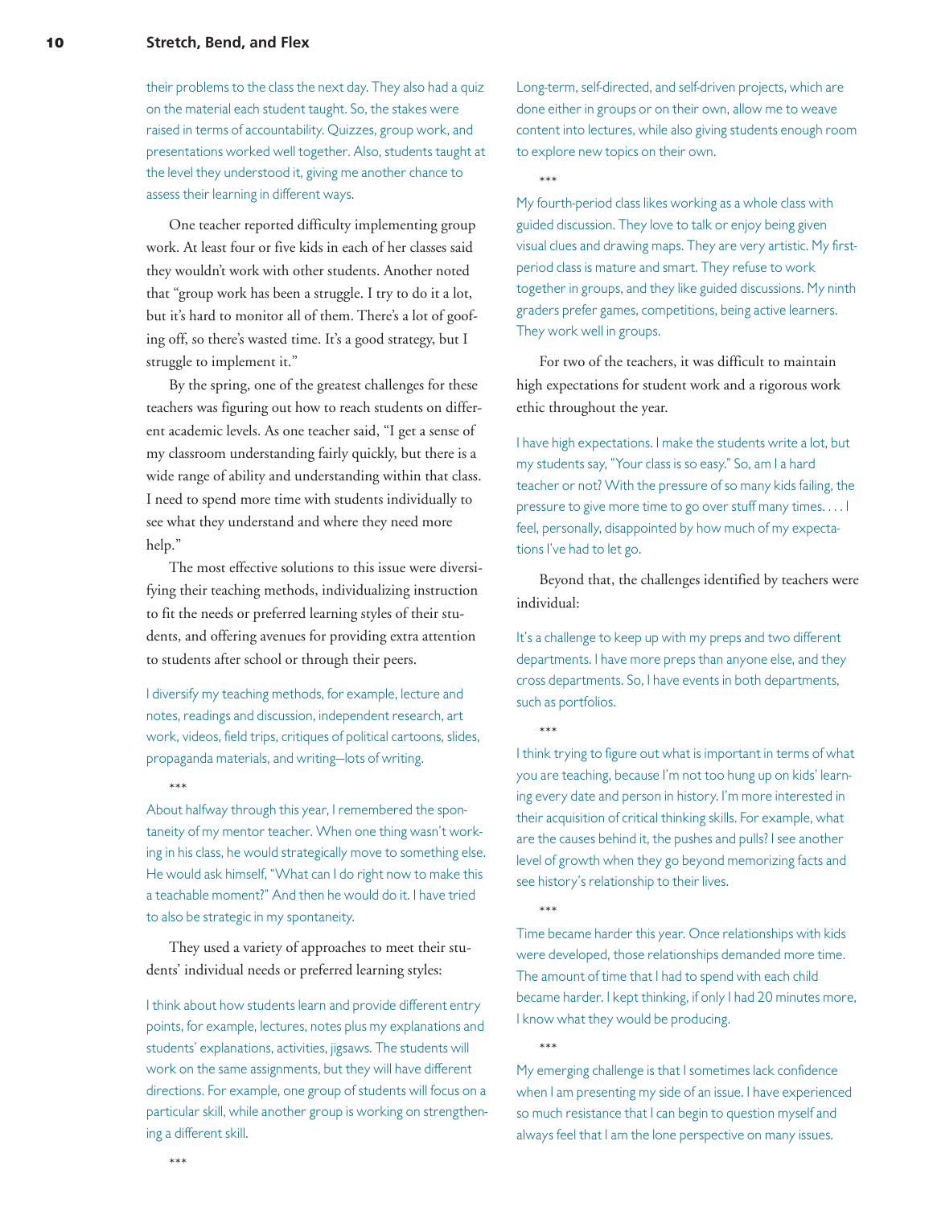their problems to the class the next day. They also had a quiz on the material each student taught. So, the stakes were raised in terms of accountability. Quizzes, group work, and presentations worked well together. Also, students taught at the level they understood it, giving me another chance to assess their learning in different ways.

One teacher reported difficulty implementing group work. At least four or five kids in each of her classes said they wouldn't work with other students. Another noted that "group work has been a struggle. I try to do it a lot, but it's hard to monitor all of them. There's a lot of goofing off, so there's wasted time. It's a good strategy, but I struggle to implement it."

By the spring, one of the greatest challenges for these teachers was figuring out how to reach students on different academic levels. As one teacher said, "I get a sense of my classroom understanding fairly quickly, but there is a wide range of ability and understanding within that class. I need to spend more time with students individually to see what they understand and where they need more help."

The most effective solutions to this issue were diversifying their teaching methods, individualizing instruction to fit the needs or preferred learning styles of their students, and offering avenues for providing extra attention to students after school or through their peers.

I diversify my teaching methods, for example, lecture and notes, readings and discussion, independent research, art work, videos, field trips, critiques of political cartoons, slides, propaganda materials, and writing—lots of writing.

\*\*\*

About halfway through this year, I remembered the spontaneity of my mentor teacher. When one thing wasn't working in his class, he would strategically move to something else. He would ask himself, "What can I do right now to make this a teachable moment?" And then he would do it. I have tried to also be strategic in my spontaneity.

They used a variety of approaches to meet their students' individual needs or preferred learning styles:

I think about how students learn and provide different entry points, for example, lectures, notes plus my explanations and students' explanations, activities, jigsaws. The students will work on the same assignments, but they will have different directions. For example, one group of students will focus on a particular skill, while another group is working on strengthening a different skill.

\*\*\*

Long-term, self-directed, and self-driven projects, which are done either in groups or on their own, allow me to weave content into lectures, while also giving students enough room to explore new topics on their own.

\*\*\*

My fourth-period class likes working as a whole class with guided discussion. They love to talk or enjoy being given visual clues and drawing maps. They are very artistic. My first-period class is mature and smart. They refuse to work together in groups, and they like guided discussions. My ninth graders prefer games, competitions, being active learners. They work well in groups.

For two of the teachers, it was difficult to maintain high expectations for student work and a rigorous work ethic throughout the year.

I have high expectations. I make the students write a lot, but my students say, "Your class is so easy." So, am I a hard teacher or not? With the pressure of so many kids failing, the pressure to give more time to go over stuff many times. . . . I feel, personally, disappointed by how much of my expectations I've had to let go.

Beyond that, the challenges identified by teachers were individual:

It's a challenge to keep up with my preps and two different departments. I have more preps than anyone else, and they cross departments. So, I have events in both departments, such as portfolios.

\*\*\*

I think trying to figure out what is important in terms of what you are teaching, because I'm not too hung up on kids' learning every date and person in history. I'm more interested in their acquisition of critical thinking skills. For example, what are the causes behind it, the pushes and pulls? I see another level of growth when they go beyond memorizing facts and see history's relationship to their lives.

\*\*\*

Time became harder this year. Once relationships with kids were developed, those relationships demanded more time. The amount of time that I had to spend with each child became harder. I kept thinking, if only I had 20 minutes more, I know what they would be producing.

\*\*\*

My emerging challenge is that I sometimes lack confidence when I am presenting my side of an issue. I have experienced so much resistance that I can begin to question myself and always feel that I am the lone perspective on many issues.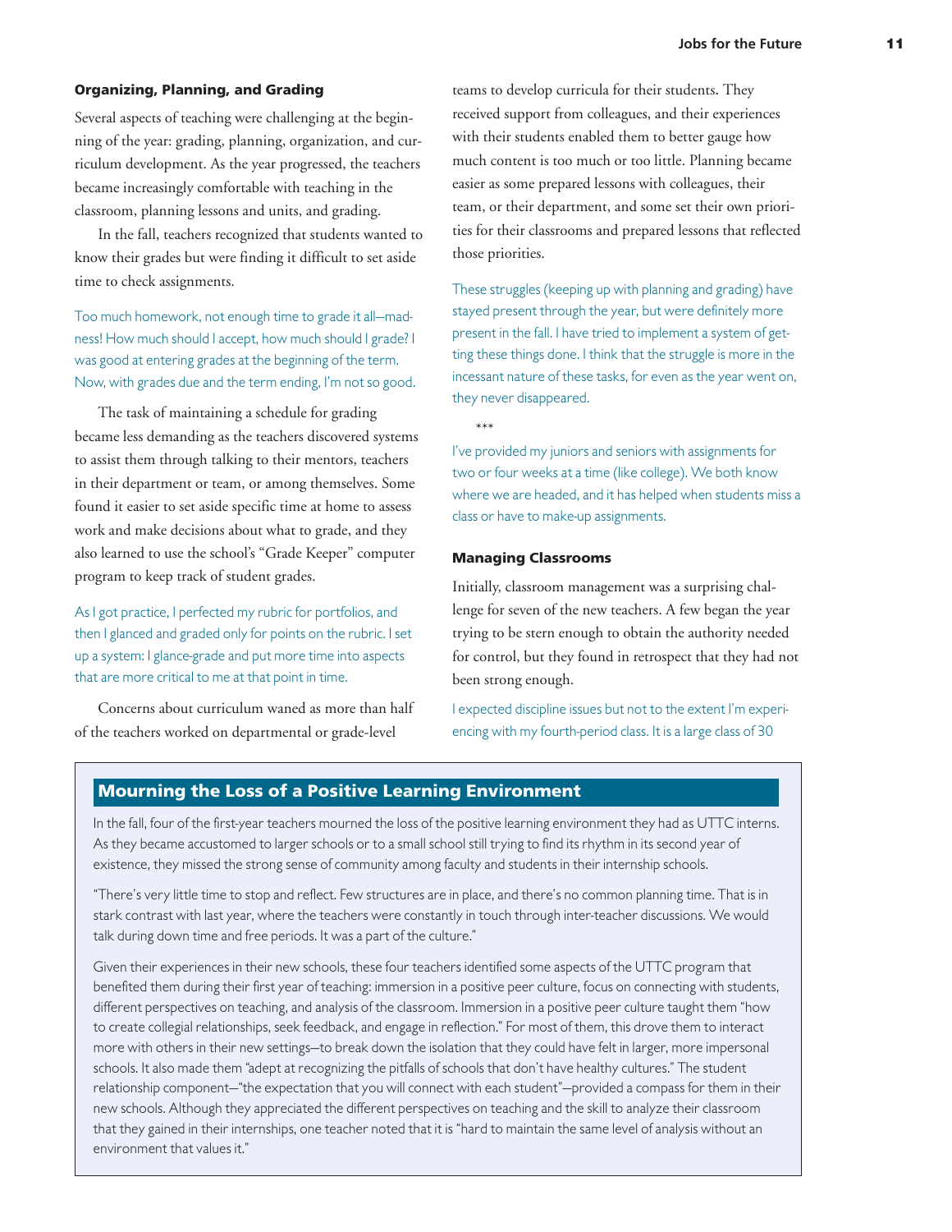### Organizing, Planning, and Grading

Several aspects of teaching were challenging at the beginning of the year: grading, planning, organization, and curriculum development. As the year progressed, the teachers became increasingly comfortable with teaching in the classroom, planning lessons and units, and grading.

In the fall, teachers recognized that students wanted to know their grades but were finding it difficult to set aside time to check assignments.

> Too much homework, not enough time to grade it all—madness! How much should I accept, how much should I grade? I was good at entering grades at the beginning of the term. Now, with grades due and the term ending, I'm not so good.

The task of maintaining a schedule for grading became less demanding as the teachers discovered systems to assist them through talking to their mentors, teachers in their department or team, or among themselves. Some found it easier to set aside specific time at home to assess work and make decisions about what to grade, and they also learned to use the school's "Grade Keeper" computer program to keep track of student grades.

> As I got practice, I perfected my rubric for portfolios, and then I glanced and graded only for points on the rubric. I set up a system: I glance-grade and put more time into aspects that are more critical to me at that point in time.

Concerns about curriculum waned as more than half of the teachers worked on departmental or grade-level teams to develop curricula for their students. They received support from colleagues, and their experiences with their students enabled them to better gauge how much content is too much or too little. Planning became easier as some prepared lessons with colleagues, their team, or their department, and some set their own priorities for their classrooms and prepared lessons that reflected those priorities.

> These struggles (keeping up with planning and grading) have stayed present through the year, but were definitely more present in the fall. I have tried to implement a system of getting these things done. I think that the struggle is more in the incessant nature of these tasks, for even as the year went on, they never disappeared.
>
> ***
>
> I've provided my juniors and seniors with assignments for two or four weeks at a time (like college). We both know where we are headed, and it has helped when students miss a class or have to make-up assignments.

### Managing Classrooms

Initially, classroom management was a surprising challenge for seven of the new teachers. A few began the year trying to be stern enough to obtain the authority needed for control, but they found in retrospect that they had not been strong enough.

> I expected discipline issues but not to the extent I'm experiencing with my fourth-period class. It is a large class of 30

### Mourning the Loss of a Positive Learning Environment

In the fall, four of the first-year teachers mourned the loss of the positive learning environment they had as UTTC interns. As they became accustomed to larger schools or to a small school still trying to find its rhythm in its second year of existence, they missed the strong sense of community among faculty and students in their internship schools.

"There's very little time to stop and reflect. Few structures are in place, and there's no common planning time. That is in stark contrast with last year, where the teachers were constantly in touch through inter-teacher discussions. We would talk during down time and free periods. It was a part of the culture."

Given their experiences in their new schools, these four teachers identified some aspects of the UTTC program that benefited them during their first year of teaching: immersion in a positive peer culture, focus on connecting with students, different perspectives on teaching, and analysis of the classroom. Immersion in a positive peer culture taught them "how to create collegial relationships, seek feedback, and engage in reflection." For most of them, this drove them to interact more with others in their new settings—to break down the isolation that they could have felt in larger, more impersonal schools. It also made them "adept at recognizing the pitfalls of schools that don't have healthy cultures." The student relationship component—"the expectation that you will connect with each student"—provided a compass for them in their new schools. Although they appreciated the different perspectives on teaching and the skill to analyze their classroom that they gained in their internships, one teacher noted that it is "hard to maintain the same level of analysis without an environment that values it."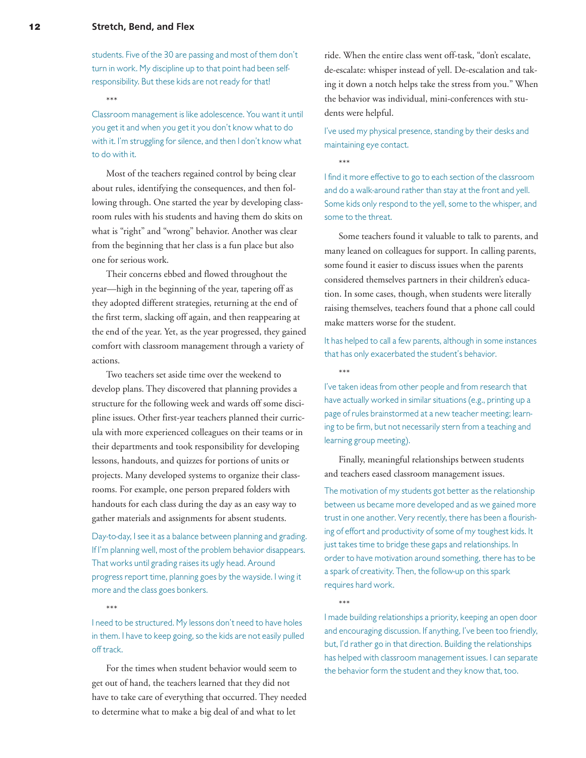students. Five of the 30 are passing and most of them don't turn in work. My discipline up to that point had been self-responsibility. But these kids are not ready for that!

\*\*\*

Classroom management is like adolescence. You want it until you get it and when you get it you don't know what to do with it. I'm struggling for silence, and then I don't know what to do with it.

Most of the teachers regained control by being clear about rules, identifying the consequences, and then following through. One started the year by developing classroom rules with his students and having them do skits on what is "right" and "wrong" behavior. Another was clear from the beginning that her class is a fun place but also one for serious work.

Their concerns ebbed and flowed throughout the year—high in the beginning of the year, tapering off as they adopted different strategies, returning at the end of the first term, slacking off again, and then reappearing at the end of the year. Yet, as the year progressed, they gained comfort with classroom management through a variety of actions.

Two teachers set aside time over the weekend to develop plans. They discovered that planning provides a structure for the following week and wards off some discipline issues. Other first-year teachers planned their curricula with more experienced colleagues on their teams or in their departments and took responsibility for developing lessons, handouts, and quizzes for portions of units or projects. Many developed systems to organize their classrooms. For example, one person prepared folders with handouts for each class during the day as an easy way to gather materials and assignments for absent students.

Day-to-day, I see it as a balance between planning and grading. If I'm planning well, most of the problem behavior disappears. That works until grading raises its ugly head. Around progress report time, planning goes by the wayside. I wing it more and the class goes bonkers.

\*\*\*

I need to be structured. My lessons don't need to have holes in them. I have to keep going, so the kids are not easily pulled off track.

For the times when student behavior would seem to get out of hand, the teachers learned that they did not have to take care of everything that occurred. They needed to determine what to make a big deal of and what to let ride. When the entire class went off-task, "don't escalate, de-escalate: whisper instead of yell. De-escalation and taking it down a notch helps take the stress from you." When the behavior was individual, mini-conferences with students were helpful.

I've used my physical presence, standing by their desks and maintaining eye contact.

\*\*\*

I find it more effective to go to each section of the classroom and do a walk-around rather than stay at the front and yell. Some kids only respond to the yell, some to the whisper, and some to the threat.

Some teachers found it valuable to talk to parents, and many leaned on colleagues for support. In calling parents, some found it easier to discuss issues when the parents considered themselves partners in their children's education. In some cases, though, when students were literally raising themselves, teachers found that a phone call could make matters worse for the student.

It has helped to call a few parents, although in some instances that has only exacerbated the student's behavior.

\*\*\*

I've taken ideas from other people and from research that have actually worked in similar situations (e.g., printing up a page of rules brainstormed at a new teacher meeting; learning to be firm, but not necessarily stern from a teaching and learning group meeting).

Finally, meaningful relationships between students and teachers eased classroom management issues.

The motivation of my students got better as the relationship between us became more developed and as we gained more trust in one another. Very recently, there has been a flourishing of effort and productivity of some of my toughest kids. It just takes time to bridge these gaps and relationships. In order to have motivation around something, there has to be a spark of creativity. Then, the follow-up on this spark requires hard work.

\*\*\*

I made building relationships a priority, keeping an open door and encouraging discussion. If anything, I've been too friendly, but, I'd rather go in that direction. Building the relationships has helped with classroom management issues. I can separate the behavior form the student and they know that, too.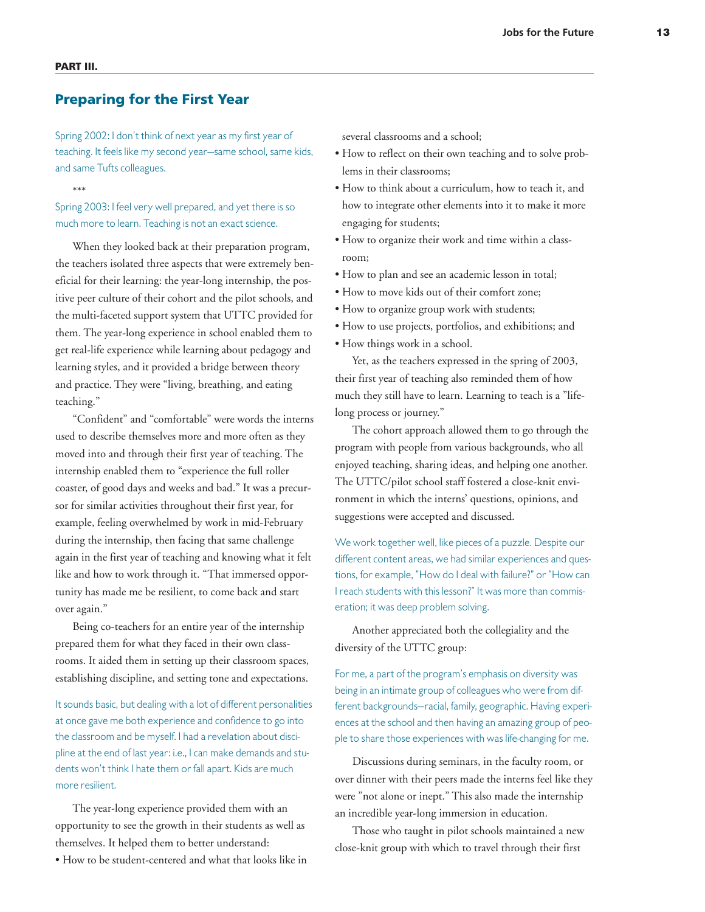**PART III.**

## Preparing for the First Year

Spring 2002: I don't think of next year as my first year of teaching. It feels like my second year—same school, same kids, and same Tufts colleagues.

\*\*\*

Spring 2003: I feel very well prepared, and yet there is so much more to learn. Teaching is not an exact science.

When they looked back at their preparation program, the teachers isolated three aspects that were extremely beneficial for their learning: the year-long internship, the positive peer culture of their cohort and the pilot schools, and the multi-faceted support system that UTTC provided for them. The year-long experience in school enabled them to get real-life experience while learning about pedagogy and learning styles, and it provided a bridge between theory and practice. They were "living, breathing, and eating teaching."

"Confident" and "comfortable" were words the interns used to describe themselves more and more often as they moved into and through their first year of teaching. The internship enabled them to "experience the full roller coaster, of good days and weeks and bad." It was a precursor for similar activities throughout their first year, for example, feeling overwhelmed by work in mid-February during the internship, then facing that same challenge again in the first year of teaching and knowing what it felt like and how to work through it. "That immersed opportunity has made me be resilient, to come back and start over again."

Being co-teachers for an entire year of the internship prepared them for what they faced in their own classrooms. It aided them in setting up their classroom spaces, establishing discipline, and setting tone and expectations.

It sounds basic, but dealing with a lot of different personalities at once gave me both experience and confidence to go into the classroom and be myself. I had a revelation about discipline at the end of last year: i.e., I can make demands and students won't think I hate them or fall apart. Kids are much more resilient.

The year-long experience provided them with an opportunity to see the growth in their students as well as themselves. It helped them to better understand:

- How to be student-centered and what that looks like in several classrooms and a school;
- How to reflect on their own teaching and to solve problems in their classrooms;
- How to think about a curriculum, how to teach it, and how to integrate other elements into it to make it more engaging for students;
- How to organize their work and time within a classroom;
- How to plan and see an academic lesson in total;
- How to move kids out of their comfort zone;
- How to organize group work with students;
- How to use projects, portfolios, and exhibitions; and
- How things work in a school.

Yet, as the teachers expressed in the spring of 2003, their first year of teaching also reminded them of how much they still have to learn. Learning to teach is a "lifelong process or journey."

The cohort approach allowed them to go through the program with people from various backgrounds, who all enjoyed teaching, sharing ideas, and helping one another. The UTTC/pilot school staff fostered a close-knit environment in which the interns' questions, opinions, and suggestions were accepted and discussed.

We work together well, like pieces of a puzzle. Despite our different content areas, we had similar experiences and questions, for example, "How do I deal with failure?" or "How can I reach students with this lesson?" It was more than commiseration; it was deep problem solving.

Another appreciated both the collegiality and the diversity of the UTTC group:

For me, a part of the program's emphasis on diversity was being in an intimate group of colleagues who were from different backgrounds—racial, family, geographic. Having experiences at the school and then having an amazing group of people to share those experiences with was life-changing for me.

Discussions during seminars, in the faculty room, or over dinner with their peers made the interns feel like they were "not alone or inept." This also made the internship an incredible year-long immersion in education.

Those who taught in pilot schools maintained a new close-knit group with which to travel through their first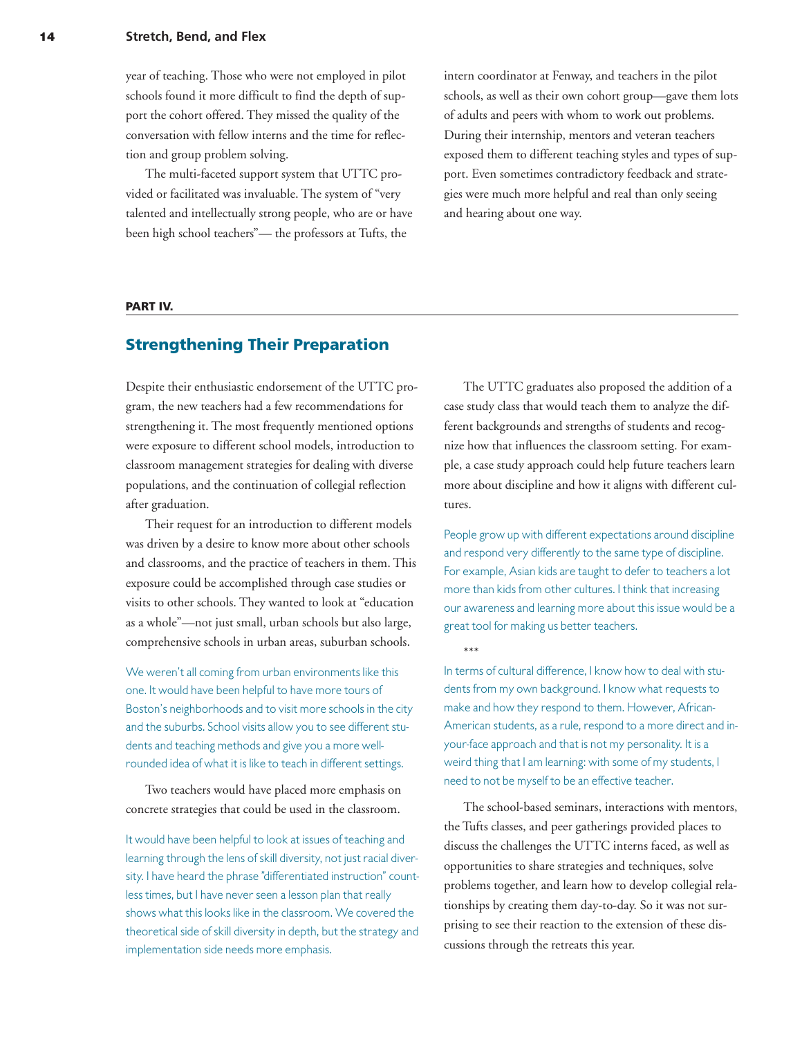year of teaching. Those who were not employed in pilot schools found it more difficult to find the depth of support the cohort offered. They missed the quality of the conversation with fellow interns and the time for reflection and group problem solving.

The multi-faceted support system that UTTC provided or facilitated was invaluable. The system of "very talented and intellectually strong people, who are or have been high school teachers"— the professors at Tufts, the intern coordinator at Fenway, and teachers in the pilot schools, as well as their own cohort group—gave them lots of adults and peers with whom to work out problems. During their internship, mentors and veteran teachers exposed them to different teaching styles and types of support. Even sometimes contradictory feedback and strategies were much more helpful and real than only seeing and hearing about one way.

**PART IV.**

## Strengthening Their Preparation

Despite their enthusiastic endorsement of the UTTC program, the new teachers had a few recommendations for strengthening it. The most frequently mentioned options were exposure to different school models, introduction to classroom management strategies for dealing with diverse populations, and the continuation of collegial reflection after graduation.

Their request for an introduction to different models was driven by a desire to know more about other schools and classrooms, and the practice of teachers in them. This exposure could be accomplished through case studies or visits to other schools. They wanted to look at "education as a whole"—not just small, urban schools but also large, comprehensive schools in urban areas, suburban schools.

> We weren't all coming from urban environments like this one. It would have been helpful to have more tours of Boston's neighborhoods and to visit more schools in the city and the suburbs. School visits allow you to see different students and teaching methods and give you a more well-rounded idea of what it is like to teach in different settings.

Two teachers would have placed more emphasis on concrete strategies that could be used in the classroom.

> It would have been helpful to look at issues of teaching and learning through the lens of skill diversity, not just racial diversity. I have heard the phrase "differentiated instruction" countless times, but I have never seen a lesson plan that really shows what this looks like in the classroom. We covered the theoretical side of skill diversity in depth, but the strategy and implementation side needs more emphasis.

The UTTC graduates also proposed the addition of a case study class that would teach them to analyze the different backgrounds and strengths of students and recognize how that influences the classroom setting. For example, a case study approach could help future teachers learn more about discipline and how it aligns with different cultures.

> People grow up with different expectations around discipline and respond very differently to the same type of discipline. For example, Asian kids are taught to defer to teachers a lot more than kids from other cultures. I think that increasing our awareness and learning more about this issue would be a great tool for making us better teachers.

\*\*\*

> In terms of cultural difference, I know how to deal with students from my own background. I know what requests to make and how they respond to them. However, African-American students, as a rule, respond to a more direct and in-your-face approach and that is not my personality. It is a weird thing that I am learning: with some of my students, I need to not be myself to be an effective teacher.

The school-based seminars, interactions with mentors, the Tufts classes, and peer gatherings provided places to discuss the challenges the UTTC interns faced, as well as opportunities to share strategies and techniques, solve problems together, and learn how to develop collegial relationships by creating them day-to-day. So it was not surprising to see their reaction to the extension of these discussions through the retreats this year.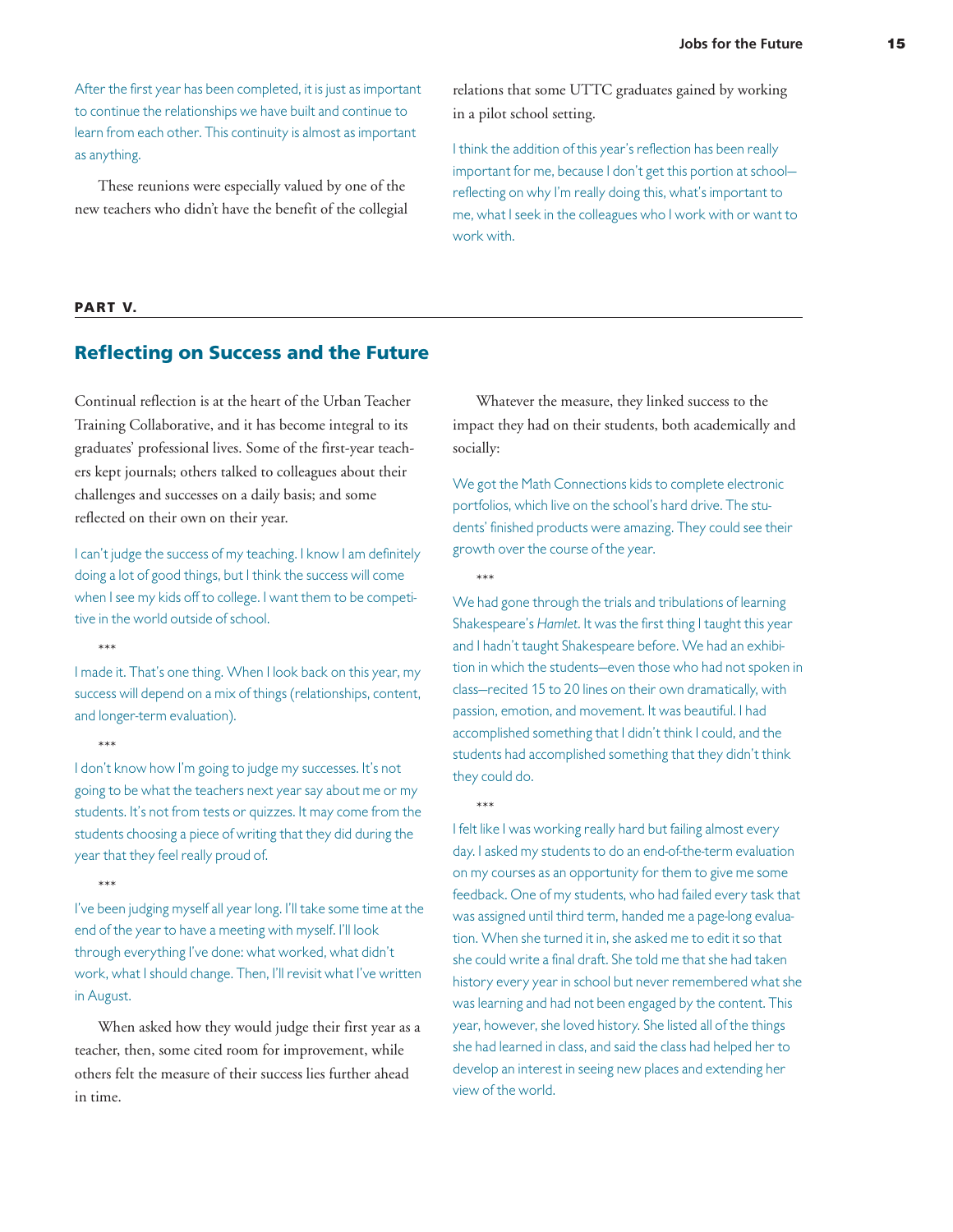After the first year has been completed, it is just as important to continue the relationships we have built and continue to learn from each other. This continuity is almost as important as anything.

These reunions were especially valued by one of the new teachers who didn't have the benefit of the collegial relations that some UTTC graduates gained by working in a pilot school setting.

I think the addition of this year's reflection has been really important for me, because I don't get this portion at school—reflecting on why I'm really doing this, what's important to me, what I seek in the colleagues who I work with or want to work with.

**PART V.**

## Reflecting on Success and the Future

Continual reflection is at the heart of the Urban Teacher Training Collaborative, and it has become integral to its graduates' professional lives. Some of the first-year teachers kept journals; others talked to colleagues about their challenges and successes on a daily basis; and some reflected on their own on their year.

I can't judge the success of my teaching. I know I am definitely doing a lot of good things, but I think the success will come when I see my kids off to college. I want them to be competitive in the world outside of school.

\*\*\*

I made it. That's one thing. When I look back on this year, my success will depend on a mix of things (relationships, content, and longer-term evaluation).

\*\*\*

I don't know how I'm going to judge my successes. It's not going to be what the teachers next year say about me or my students. It's not from tests or quizzes. It may come from the students choosing a piece of writing that they did during the year that they feel really proud of.

\*\*\*

I've been judging myself all year long. I'll take some time at the end of the year to have a meeting with myself. I'll look through everything I've done: what worked, what didn't work, what I should change. Then, I'll revisit what I've written in August.

When asked how they would judge their first year as a teacher, then, some cited room for improvement, while others felt the measure of their success lies further ahead in time.

Whatever the measure, they linked success to the impact they had on their students, both academically and socially:

We got the Math Connections kids to complete electronic portfolios, which live on the school's hard drive. The students' finished products were amazing. They could see their growth over the course of the year.

\*\*\*

We had gone through the trials and tribulations of learning Shakespeare's *Hamlet*. It was the first thing I taught this year and I hadn't taught Shakespeare before. We had an exhibition in which the students—even those who had not spoken in class—recited 15 to 20 lines on their own dramatically, with passion, emotion, and movement. It was beautiful. I had accomplished something that I didn't think I could, and the students had accomplished something that they didn't think they could do.

\*\*\*

I felt like I was working really hard but failing almost every day. I asked my students to do an end-of-the-term evaluation on my courses as an opportunity for them to give me some feedback. One of my students, who had failed every task that was assigned until third term, handed me a page-long evaluation. When she turned it in, she asked me to edit it so that she could write a final draft. She told me that she had taken history every year in school but never remembered what she was learning and had not been engaged by the content. This year, however, she loved history. She listed all of the things she had learned in class, and said the class had helped her to develop an interest in seeing new places and extending her view of the world.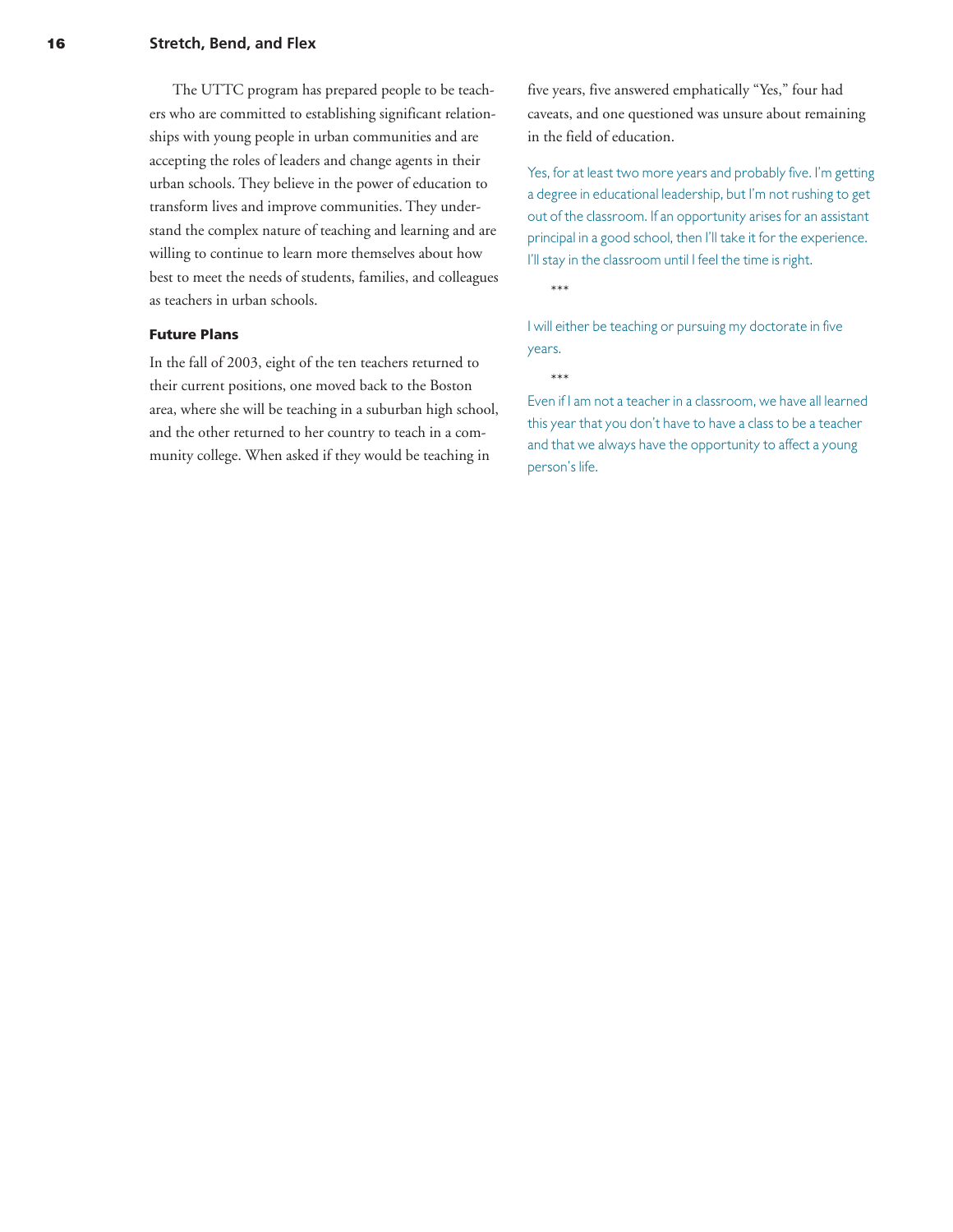The UTTC program has prepared people to be teachers who are committed to establishing significant relationships with young people in urban communities and are accepting the roles of leaders and change agents in their urban schools. They believe in the power of education to transform lives and improve communities. They understand the complex nature of teaching and learning and are willing to continue to learn more themselves about how best to meet the needs of students, families, and colleagues as teachers in urban schools.

### Future Plans

In the fall of 2003, eight of the ten teachers returned to their current positions, one moved back to the Boston area, where she will be teaching in a suburban high school, and the other returned to her country to teach in a community college. When asked if they would be teaching in five years, five answered emphatically "Yes," four had caveats, and one questioned was unsure about remaining in the field of education.

Yes, for at least two more years and probably five. I'm getting a degree in educational leadership, but I'm not rushing to get out of the classroom. If an opportunity arises for an assistant principal in a good school, then I'll take it for the experience. I'll stay in the classroom until I feel the time is right.

***

I will either be teaching or pursuing my doctorate in five years.

***

Even if I am not a teacher in a classroom, we have all learned this year that you don't have to have a class to be a teacher and that we always have the opportunity to affect a young person's life.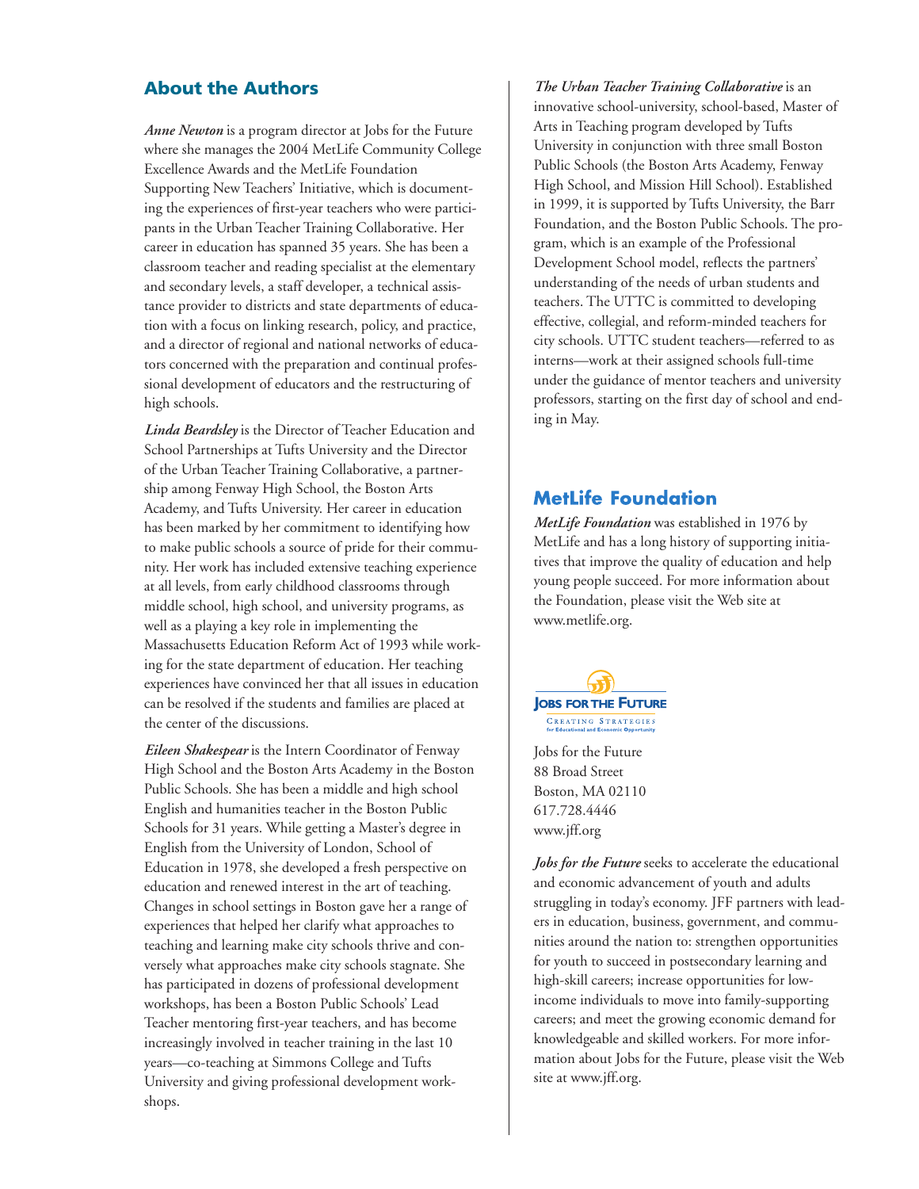## About the Authors

***Anne Newton*** is a program director at Jobs for the Future where she manages the 2004 MetLife Community College Excellence Awards and the MetLife Foundation Supporting New Teachers' Initiative, which is documenting the experiences of first-year teachers who were participants in the Urban Teacher Training Collaborative. Her career in education has spanned 35 years. She has been a classroom teacher and reading specialist at the elementary and secondary levels, a staff developer, a technical assistance provider to districts and state departments of education with a focus on linking research, policy, and practice, and a director of regional and national networks of educators concerned with the preparation and continual professional development of educators and the restructuring of high schools.

***Linda Beardsley*** is the Director of Teacher Education and School Partnerships at Tufts University and the Director of the Urban Teacher Training Collaborative, a partnership among Fenway High School, the Boston Arts Academy, and Tufts University. Her career in education has been marked by her commitment to identifying how to make public schools a source of pride for their community. Her work has included extensive teaching experience at all levels, from early childhood classrooms through middle school, high school, and university programs, as well as a playing a key role in implementing the Massachusetts Education Reform Act of 1993 while working for the state department of education. Her teaching experiences have convinced her that all issues in education can be resolved if the students and families are placed at the center of the discussions.

***Eileen Shakespear*** is the Intern Coordinator of Fenway High School and the Boston Arts Academy in the Boston Public Schools. She has been a middle and high school English and humanities teacher in the Boston Public Schools for 31 years. While getting a Master's degree in English from the University of London, School of Education in 1978, she developed a fresh perspective on education and renewed interest in the art of teaching. Changes in school settings in Boston gave her a range of experiences that helped her clarify what approaches to teaching and learning make city schools thrive and conversely what approaches make city schools stagnate. She has participated in dozens of professional development workshops, has been a Boston Public Schools' Lead Teacher mentoring first-year teachers, and has become increasingly involved in teacher training in the last 10 years—co-teaching at Simmons College and Tufts University and giving professional development workshops.

***The Urban Teacher Training Collaborative*** is an innovative school-university, school-based, Master of Arts in Teaching program developed by Tufts University in conjunction with three small Boston Public Schools (the Boston Arts Academy, Fenway High School, and Mission Hill School). Established in 1999, it is supported by Tufts University, the Barr Foundation, and the Boston Public Schools. The program, which is an example of the Professional Development School model, reflects the partners' understanding of the needs of urban students and teachers. The UTTC is committed to developing effective, collegial, and reform-minded teachers for city schools. UTTC student teachers—referred to as interns—work at their assigned schools full-time under the guidance of mentor teachers and university professors, starting on the first day of school and ending in May.

## MetLife Foundation

***MetLife Foundation*** was established in 1976 by MetLife and has a long history of supporting initiatives that improve the quality of education and help young people succeed. For more information about the Foundation, please visit the Web site at www.metlife.org.

JOBS FOR THE FUTURE
CREATING STRATEGIES for Educational and Economic Opportunity

Jobs for the Future
88 Broad Street
Boston, MA 02110
617.728.4446
www.jff.org

***Jobs for the Future*** seeks to accelerate the educational and economic advancement of youth and adults struggling in today's economy. JFF partners with leaders in education, business, government, and communities around the nation to: strengthen opportunities for youth to succeed in postsecondary learning and high-skill careers; increase opportunities for low-income individuals to move into family-supporting careers; and meet the growing economic demand for knowledgeable and skilled workers. For more information about Jobs for the Future, please visit the Web site at www.jff.org.